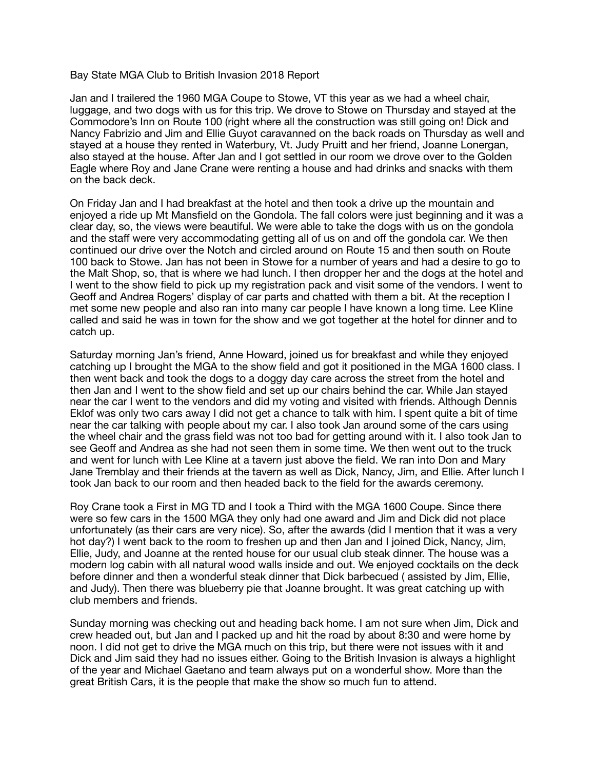Bay State MGA Club to British Invasion 2018 Report

Jan and I trailered the 1960 MGA Coupe to Stowe, VT this year as we had a wheel chair, luggage, and two dogs with us for this trip. We drove to Stowe on Thursday and stayed at the Commodore's Inn on Route 100 (right where all the construction was still going on! Dick and Nancy Fabrizio and Jim and Ellie Guyot caravanned on the back roads on Thursday as well and stayed at a house they rented in Waterbury, Vt. Judy Pruitt and her friend, Joanne Lonergan, also stayed at the house. After Jan and I got settled in our room we drove over to the Golden Eagle where Roy and Jane Crane were renting a house and had drinks and snacks with them on the back deck.

On Friday Jan and I had breakfast at the hotel and then took a drive up the mountain and enjoyed a ride up Mt Mansfield on the Gondola. The fall colors were just beginning and it was a clear day, so, the views were beautiful. We were able to take the dogs with us on the gondola and the staff were very accommodating getting all of us on and off the gondola car. We then continued our drive over the Notch and circled around on Route 15 and then south on Route 100 back to Stowe. Jan has not been in Stowe for a number of years and had a desire to go to the Malt Shop, so, that is where we had lunch. I then dropper her and the dogs at the hotel and I went to the show field to pick up my registration pack and visit some of the vendors. I went to Geoff and Andrea Rogers' display of car parts and chatted with them a bit. At the reception I met some new people and also ran into many car people I have known a long time. Lee Kline called and said he was in town for the show and we got together at the hotel for dinner and to catch up.

Saturday morning Jan's friend, Anne Howard, joined us for breakfast and while they enjoyed catching up I brought the MGA to the show field and got it positioned in the MGA 1600 class. I then went back and took the dogs to a doggy day care across the street from the hotel and then Jan and I went to the show field and set up our chairs behind the car. While Jan stayed near the car I went to the vendors and did my voting and visited with friends. Although Dennis Eklof was only two cars away I did not get a chance to talk with him. I spent quite a bit of time near the car talking with people about my car. I also took Jan around some of the cars using the wheel chair and the grass field was not too bad for getting around with it. I also took Jan to see Geoff and Andrea as she had not seen them in some time. We then went out to the truck and went for lunch with Lee Kline at a tavern just above the field. We ran into Don and Mary Jane Tremblay and their friends at the tavern as well as Dick, Nancy, Jim, and Ellie. After lunch I took Jan back to our room and then headed back to the field for the awards ceremony.

Roy Crane took a First in MG TD and I took a Third with the MGA 1600 Coupe. Since there were so few cars in the 1500 MGA they only had one award and Jim and Dick did not place unfortunately (as their cars are very nice). So, after the awards (did I mention that it was a very hot day?) I went back to the room to freshen up and then Jan and I joined Dick, Nancy, Jim, Ellie, Judy, and Joanne at the rented house for our usual club steak dinner. The house was a modern log cabin with all natural wood walls inside and out. We enjoyed cocktails on the deck before dinner and then a wonderful steak dinner that Dick barbecued ( assisted by Jim, Ellie, and Judy). Then there was blueberry pie that Joanne brought. It was great catching up with club members and friends.

Sunday morning was checking out and heading back home. I am not sure when Jim, Dick and crew headed out, but Jan and I packed up and hit the road by about 8:30 and were home by noon. I did not get to drive the MGA much on this trip, but there were not issues with it and Dick and Jim said they had no issues either. Going to the British Invasion is always a highlight of the year and Michael Gaetano and team always put on a wonderful show. More than the great British Cars, it is the people that make the show so much fun to attend.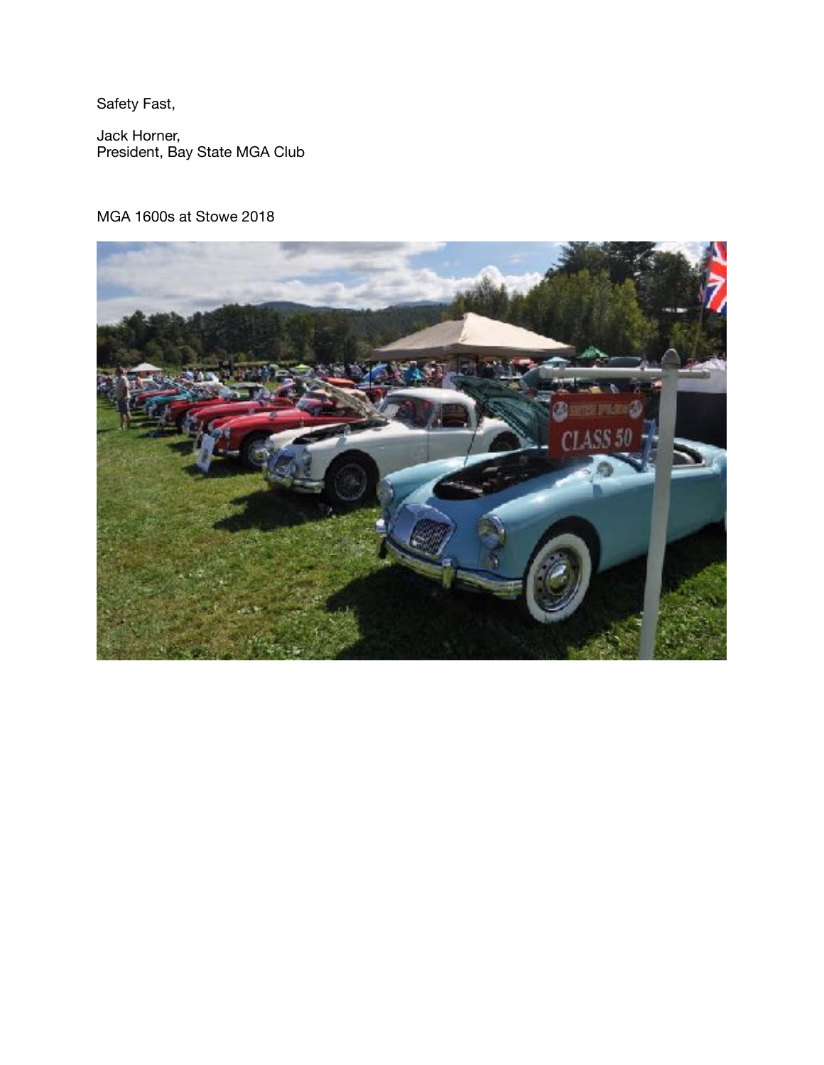Safety Fast,

Jack Horner,
President, Bay State MGA Club

MGA 1600s at Stowe 2018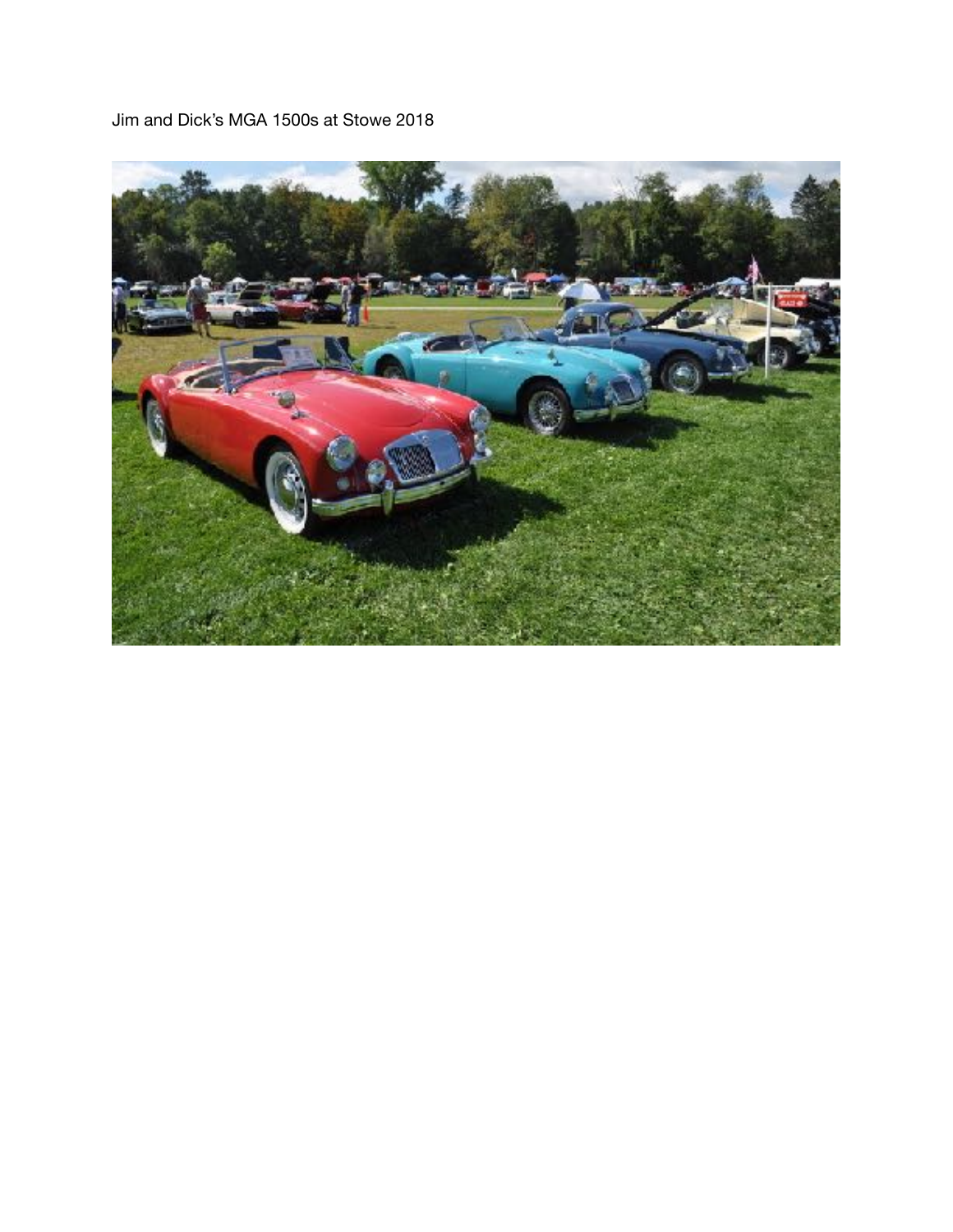Jim and Dick's MGA 1500s at Stowe 2018